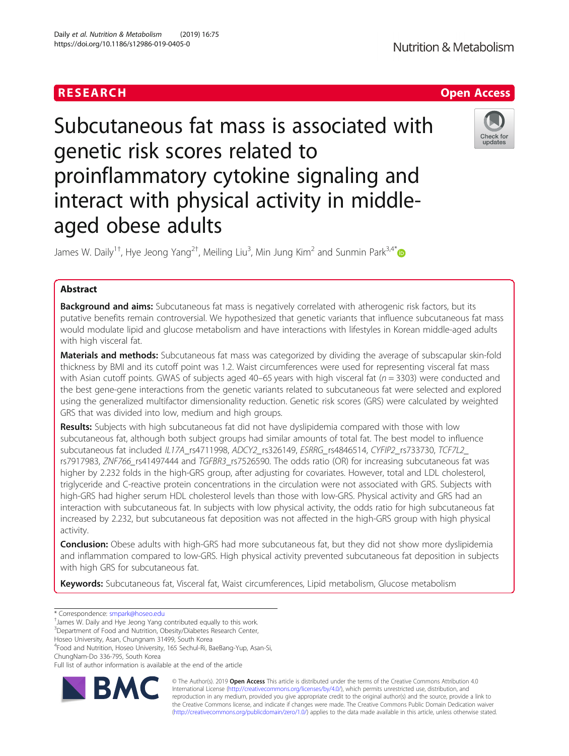# RESEARCH

**Open Access**

# Subcutaneous fat mass is associated with genetic risk scores related to proinflammatory cytokine signaling and interact with physical activity in middle-aged obese adults

James W. Daily[1†], Hye Jeong Yang[2†], Meiling Liu[3], Min Jung Kim[2] and Sunmin Park[3,4*]

## Abstract

**Background and aims:** Subcutaneous fat mass is negatively correlated with atherogenic risk factors, but its putative benefits remain controversial. We hypothesized that genetic variants that influence subcutaneous fat mass would modulate lipid and glucose metabolism and have interactions with lifestyles in Korean middle-aged adults with high visceral fat.

**Materials and methods:** Subcutaneous fat mass was categorized by dividing the average of subscapular skin-fold thickness by BMI and its cutoff point was 1.2. Waist circumferences were used for representing visceral fat mass with Asian cutoff points. GWAS of subjects aged 40–65 years with high visceral fat ($n = 3303$) were conducted and the best gene-gene interactions from the genetic variants related to subcutaneous fat were selected and explored using the generalized multifactor dimensionality reduction. Genetic risk scores (GRS) were calculated by weighted GRS that was divided into low, medium and high groups.

**Results:** Subjects with high subcutaneous fat did not have dyslipidemia compared with those with low subcutaneous fat, although both subject groups had similar amounts of total fat. The best model to influence subcutaneous fat included *IL17A*_rs4711998, *ADCY2*_rs326149, *ESRRG*_rs4846514, *CYFIP2*_rs733730, *TCF7L2*_rs7917983, *ZNF766*_rs41497444 and *TGFBR3*_rs7526590. The odds ratio (OR) for increasing subcutaneous fat was higher by 2.232 folds in the high-GRS group, after adjusting for covariates. However, total and LDL cholesterol, triglyceride and C-reactive protein concentrations in the circulation were not associated with GRS. Subjects with high-GRS had higher serum HDL cholesterol levels than those with low-GRS. Physical activity and GRS had an interaction with subcutaneous fat. In subjects with low physical activity, the odds ratio for high subcutaneous fat increased by 2.232, but subcutaneous fat deposition was not affected in the high-GRS group with high physical activity.

**Conclusion:** Obese adults with high-GRS had more subcutaneous fat, but they did not show more dyslipidemia and inflammation compared to low-GRS. High physical activity prevented subcutaneous fat deposition in subjects with high GRS for subcutaneous fat.

**Keywords:** Subcutaneous fat, Visceral fat, Waist circumferences, Lipid metabolism, Glucose metabolism

---

\* Correspondence: smpark@hoseo.edu

†James W. Daily and Hye Jeong Yang contributed equally to this work.

[3]Department of Food and Nutrition, Obesity/Diabetes Research Center, Hoseo University, Asan, Chungnam 31499, South Korea

[4]Food and Nutrition, Hoseo University, 165 Sechul-Ri, BaeBang-Yup, Asan-Si, ChungNam-Do 336-795, South Korea

Full list of author information is available at the end of the article

© The Author(s). 2019 **Open Access** This article is distributed under the terms of the Creative Commons Attribution 4.0 International License (http://creativecommons.org/licenses/by/4.0/), which permits unrestricted use, distribution, and reproduction in any medium, provided you give appropriate credit to the original author(s) and the source, provide a link to the Creative Commons license, and indicate if changes were made. The Creative Commons Public Domain Dedication waiver (http://creativecommons.org/publicdomain/zero/1.0/) applies to the data made available in this article, unless otherwise stated.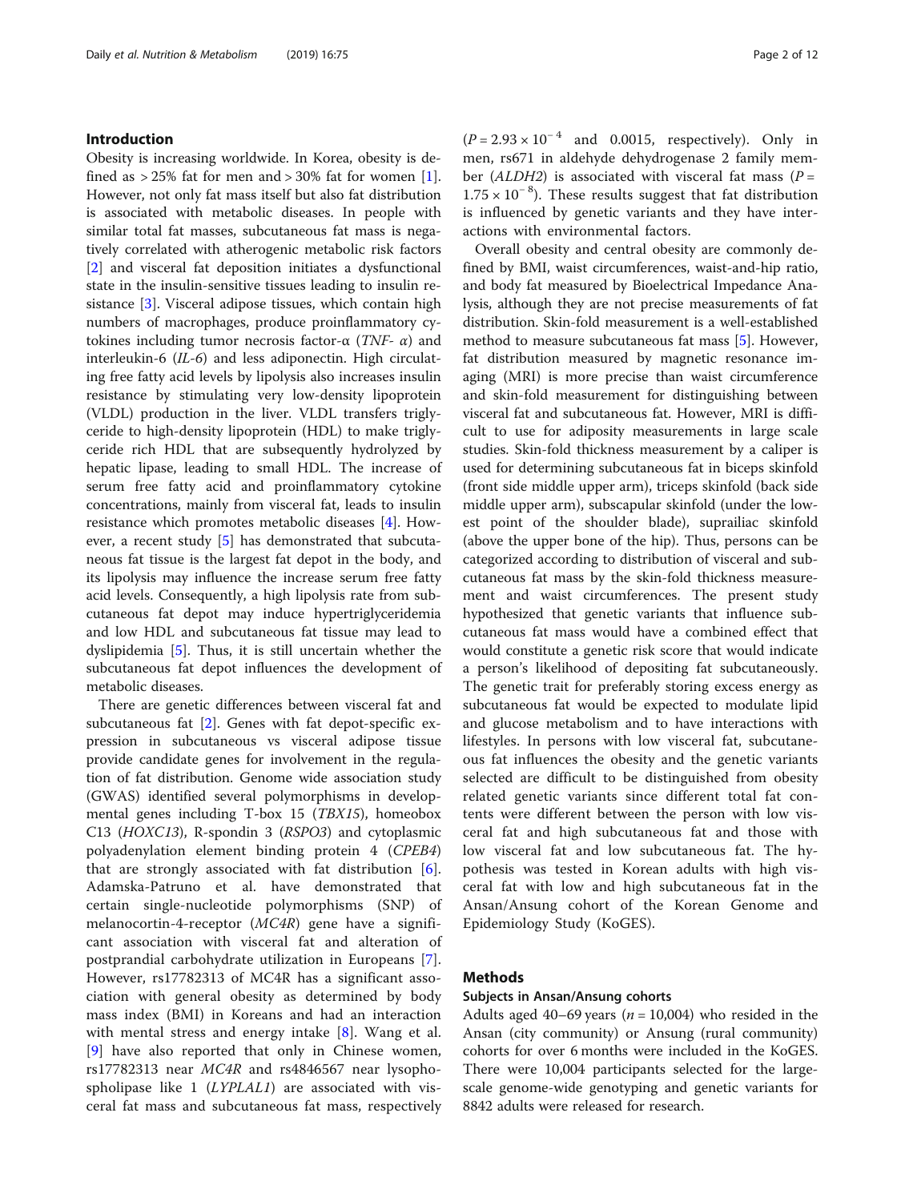## Introduction

Obesity is increasing worldwide. In Korea, obesity is defined as > 25% fat for men and > 30% fat for women [1]. However, not only fat mass itself but also fat distribution is associated with metabolic diseases. In people with similar total fat masses, subcutaneous fat mass is negatively correlated with atherogenic metabolic risk factors [2] and visceral fat deposition initiates a dysfunctional state in the insulin-sensitive tissues leading to insulin resistance [3]. Visceral adipose tissues, which contain high numbers of macrophages, produce proinflammatory cytokines including tumor necrosis factor-α (*TNF- α*) and interleukin-6 (*IL-6*) and less adiponectin. High circulating free fatty acid levels by lipolysis also increases insulin resistance by stimulating very low-density lipoprotein (VLDL) production in the liver. VLDL transfers triglyceride to high-density lipoprotein (HDL) to make triglyceride rich HDL that are subsequently hydrolyzed by hepatic lipase, leading to small HDL. The increase of serum free fatty acid and proinflammatory cytokine concentrations, mainly from visceral fat, leads to insulin resistance which promotes metabolic diseases [4]. However, a recent study [5] has demonstrated that subcutaneous fat tissue is the largest fat depot in the body, and its lipolysis may influence the increase serum free fatty acid levels. Consequently, a high lipolysis rate from subcutaneous fat depot may induce hypertriglyceridemia and low HDL and subcutaneous fat tissue may lead to dyslipidemia [5]. Thus, it is still uncertain whether the subcutaneous fat depot influences the development of metabolic diseases.

There are genetic differences between visceral fat and subcutaneous fat [2]. Genes with fat depot-specific expression in subcutaneous vs visceral adipose tissue provide candidate genes for involvement in the regulation of fat distribution. Genome wide association study (GWAS) identified several polymorphisms in developmental genes including T-box 15 (*TBX15*), homeobox C13 (*HOXC13*), R-spondin 3 (*RSPO3*) and cytoplasmic polyadenylation element binding protein 4 (*CPEB4*) that are strongly associated with fat distribution [6]. Adamska-Patruno et al. have demonstrated that certain single-nucleotide polymorphisms (SNP) of melanocortin-4-receptor (*MC4R*) gene have a significant association with visceral fat and alteration of postprandial carbohydrate utilization in Europeans [7]. However, rs17782313 of MC4R has a significant association with general obesity as determined by body mass index (BMI) in Koreans and had an interaction with mental stress and energy intake [8]. Wang et al. [9] have also reported that only in Chinese women, rs17782313 near *MC4R* and rs4846567 near lysophospholipase like 1 (*LYPLAL1*) are associated with visceral fat mass and subcutaneous fat mass, respectively ($P = 2.93 \times 10^{-4}$ and 0.0015, respectively). Only in men, rs671 in aldehyde dehydrogenase 2 family member (*ALDH2*) is associated with visceral fat mass ($P = 1.75 \times 10^{-8}$). These results suggest that fat distribution is influenced by genetic variants and they have interactions with environmental factors.

Overall obesity and central obesity are commonly defined by BMI, waist circumferences, waist-and-hip ratio, and body fat measured by Bioelectrical Impedance Analysis, although they are not precise measurements of fat distribution. Skin-fold measurement is a well-established method to measure subcutaneous fat mass [5]. However, fat distribution measured by magnetic resonance imaging (MRI) is more precise than waist circumference and skin-fold measurement for distinguishing between visceral fat and subcutaneous fat. However, MRI is difficult to use for adiposity measurements in large scale studies. Skin-fold thickness measurement by a caliper is used for determining subcutaneous fat in biceps skinfold (front side middle upper arm), triceps skinfold (back side middle upper arm), subscapular skinfold (under the lowest point of the shoulder blade), suprailiac skinfold (above the upper bone of the hip). Thus, persons can be categorized according to distribution of visceral and subcutaneous fat mass by the skin-fold thickness measurement and waist circumferences. The present study hypothesized that genetic variants that influence subcutaneous fat mass would have a combined effect that would constitute a genetic risk score that would indicate a person's likelihood of depositing fat subcutaneously. The genetic trait for preferably storing excess energy as subcutaneous fat would be expected to modulate lipid and glucose metabolism and to have interactions with lifestyles. In persons with low visceral fat, subcutaneous fat influences the obesity and the genetic variants selected are difficult to be distinguished from obesity related genetic variants since different total fat contents were different between the person with low visceral fat and high subcutaneous fat and those with low visceral fat and low subcutaneous fat. The hypothesis was tested in Korean adults with high visceral fat with low and high subcutaneous fat in the Ansan/Ansung cohort of the Korean Genome and Epidemiology Study (KoGES).

## Methods

### Subjects in Ansan/Ansung cohorts

Adults aged 40–69 years ($n = 10{,}004$) who resided in the Ansan (city community) or Ansung (rural community) cohorts for over 6 months were included in the KoGES. There were 10,004 participants selected for the large-scale genome-wide genotyping and genetic variants for 8842 adults were released for research.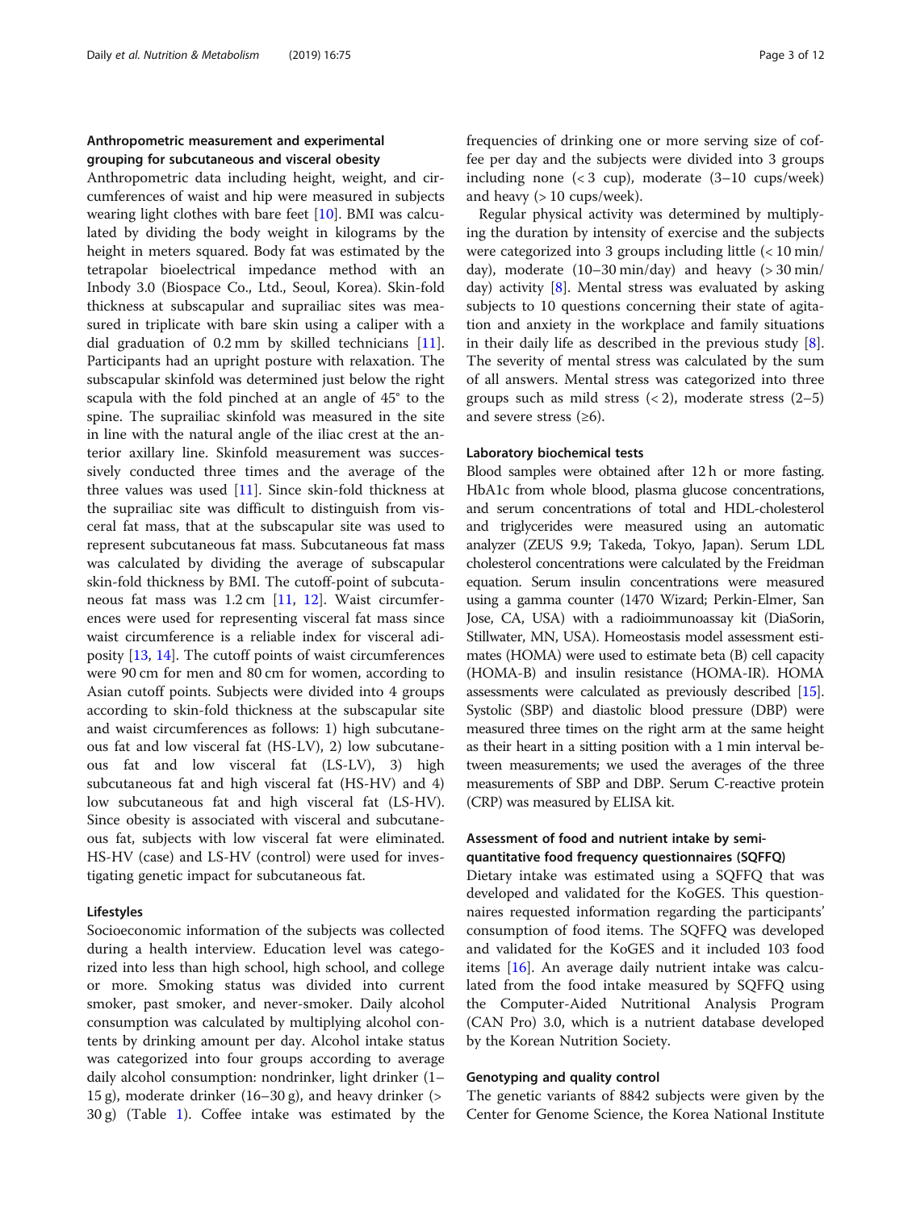### Anthropometric measurement and experimental grouping for subcutaneous and visceral obesity

Anthropometric data including height, weight, and circumferences of waist and hip were measured in subjects wearing light clothes with bare feet [10]. BMI was calculated by dividing the body weight in kilograms by the height in meters squared. Body fat was estimated by the tetrapolar bioelectrical impedance method with an Inbody 3.0 (Biospace Co., Ltd., Seoul, Korea). Skin-fold thickness at subscapular and suprailiac sites was measured in triplicate with bare skin using a caliper with a dial graduation of 0.2 mm by skilled technicians [11]. Participants had an upright posture with relaxation. The subscapular skinfold was determined just below the right scapula with the fold pinched at an angle of 45° to the spine. The suprailiac skinfold was measured in the site in line with the natural angle of the iliac crest at the anterior axillary line. Skinfold measurement was successively conducted three times and the average of the three values was used [11]. Since skin-fold thickness at the suprailiac site was difficult to distinguish from visceral fat mass, that at the subscapular site was used to represent subcutaneous fat mass. Subcutaneous fat mass was calculated by dividing the average of subscapular skin-fold thickness by BMI. The cutoff-point of subcutaneous fat mass was 1.2 cm [11, 12]. Waist circumferences were used for representing visceral fat mass since waist circumference is a reliable index for visceral adiposity [13, 14]. The cutoff points of waist circumferences were 90 cm for men and 80 cm for women, according to Asian cutoff points. Subjects were divided into 4 groups according to skin-fold thickness at the subscapular site and waist circumferences as follows: 1) high subcutaneous fat and low visceral fat (HS-LV), 2) low subcutaneous fat and low visceral fat (LS-LV), 3) high subcutaneous fat and high visceral fat (HS-HV) and 4) low subcutaneous fat and high visceral fat (LS-HV). Since obesity is associated with visceral and subcutaneous fat, subjects with low visceral fat were eliminated. HS-HV (case) and LS-HV (control) were used for investigating genetic impact for subcutaneous fat.

### Lifestyles

Socioeconomic information of the subjects was collected during a health interview. Education level was categorized into less than high school, high school, and college or more. Smoking status was divided into current smoker, past smoker, and never-smoker. Daily alcohol consumption was calculated by multiplying alcohol contents by drinking amount per day. Alcohol intake status was categorized into four groups according to average daily alcohol consumption: nondrinker, light drinker (1–15 g), moderate drinker (16–30 g), and heavy drinker (> 30 g) (Table 1). Coffee intake was estimated by the frequencies of drinking one or more serving size of coffee per day and the subjects were divided into 3 groups including none (< 3 cup), moderate (3–10 cups/week) and heavy (> 10 cups/week).

Regular physical activity was determined by multiplying the duration by intensity of exercise and the subjects were categorized into 3 groups including little (< 10 min/day), moderate (10–30 min/day) and heavy (> 30 min/day) activity [8]. Mental stress was evaluated by asking subjects to 10 questions concerning their state of agitation and anxiety in the workplace and family situations in their daily life as described in the previous study [8]. The severity of mental stress was calculated by the sum of all answers. Mental stress was categorized into three groups such as mild stress (< 2), moderate stress (2–5) and severe stress (≥6).

### Laboratory biochemical tests

Blood samples were obtained after 12 h or more fasting. HbA1c from whole blood, plasma glucose concentrations, and serum concentrations of total and HDL-cholesterol and triglycerides were measured using an automatic analyzer (ZEUS 9.9; Takeda, Tokyo, Japan). Serum LDL cholesterol concentrations were calculated by the Freidman equation. Serum insulin concentrations were measured using a gamma counter (1470 Wizard; Perkin-Elmer, San Jose, CA, USA) with a radioimmunoassay kit (DiaSorin, Stillwater, MN, USA). Homeostasis model assessment estimates (HOMA) were used to estimate beta (B) cell capacity (HOMA-B) and insulin resistance (HOMA-IR). HOMA assessments were calculated as previously described [15]. Systolic (SBP) and diastolic blood pressure (DBP) were measured three times on the right arm at the same height as their heart in a sitting position with a 1 min interval between measurements; we used the averages of the three measurements of SBP and DBP. Serum C-reactive protein (CRP) was measured by ELISA kit.

### Assessment of food and nutrient intake by semi-quantitative food frequency questionnaires (SQFFQ)

Dietary intake was estimated using a SQFFQ that was developed and validated for the KoGES. This questionnaires requested information regarding the participants' consumption of food items. The SQFFQ was developed and validated for the KoGES and it included 103 food items [16]. An average daily nutrient intake was calculated from the food intake measured by SQFFQ using the Computer-Aided Nutritional Analysis Program (CAN Pro) 3.0, which is a nutrient database developed by the Korean Nutrition Society.

### Genotyping and quality control

The genetic variants of 8842 subjects were given by the Center for Genome Science, the Korea National Institute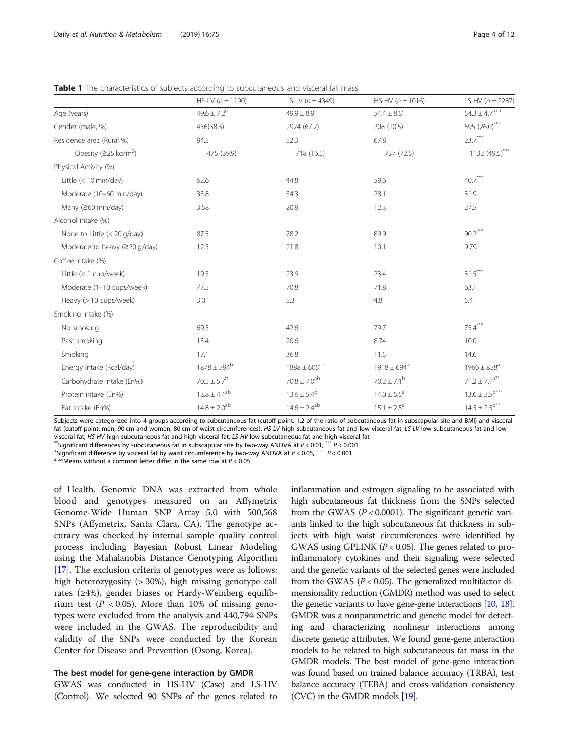**Table 1** The characteristics of subjects according to subcutaneous and visceral fat mass

| | HS-LV ($n = 1190$) | LS-LV ($n = 4349$) | HS-HV ($n = 1016$) | LS-HV ($n = 2287$) |
|---|---|---|---|---|
| Age (years) | $49.6 \pm 7.2^{b}$ | $49.9 \pm 8.9^{b}$ | $54.4 \pm 8.5^{a}$ | $54.3 \pm 4.7^{a+++}$ |
| Gender (male, %) | 456(38.3) | 2924 (67.2) | 208 (20.5) | 595 (26.0)$^{***}$ |
| Residence area (Rural %) | 94.5 | 52.3 | 67.8 | 23.7$^{***}$ |
| Obesity (≥25 kg/m$^2$) | 475 (39.9) | 718 (16.5) | 737 (72.5) | 1132 (49.5)$^{***}$ |
| Physical Activity (%) | | | | |
| Little (< 10 min/day) | 62.6 | 44.8 | 59.6 | 40.7$^{***}$ |
| Moderate (10–60 min/day) | 33.8 | 34.3 | 28.1 | 31.9 |
| Many (≥60 min/day) | 3.58 | 20.9 | 12.3 | 27.5 |
| Alcohol intake (%) | | | | |
| None to Little (< 20 g/day) | 87.5 | 78.2 | 89.9 | 90.2$^{***}$ |
| Moderate to heavy (≥20 g/day) | 12.5 | 21.8 | 10.1 | 9.79 |
| Coffee intake (%) | | | | |
| Little (< 1 cup/week) | 19.5 | 23.9 | 23.4 | 31.5$^{***}$ |
| Moderate (1–10 cups/week) | 77.5 | 70.8 | 71.8 | 63.1 |
| Heavy (> 10 cups/week) | 3.0 | 5.3 | 4.8 | 5.4 |
| Smoking intake (%) | | | | |
| No smoking | 69.5 | 42.6 | 79.7 | 75.4$^{***}$ |
| Past smoking | 13.4 | 20.6 | 8.74 | 10.0 |
| Smoking | 17.1 | 36.8 | 11.5 | 14.6 |
| Energy intake (Kcal/day) | $1878 \pm 594^{b}$ | $1888 \pm 605^{ab}$ | $1918 \pm 694^{ab}$ | $1966 \pm 858^{a+}$ |
| Carbohydrate intake (En%) | $70.5 \pm 5.7^{b}$ | $70.8 \pm 7.0^{ab}$ | $70.2 \pm 7.1^{b}$ | $71.2 \pm 7.1^{a**}$ |
| Protein intake (En%) | $13.8 \pm 4.4^{ab}$ | $13.6 \pm 5.4^{b}$ | $14.0 \pm 5.5^{a}$ | $13.6 \pm 5.5^{b***}$ |
| Fat intake (En%) | $14.8 \pm 2.0^{ab}$ | $14.6 \pm 2.4^{ab}$ | $15.1 \pm 2.5^{a}$ | $14.5 \pm 2.5^{b**}$ |

Subjects were categorized into 4 groups according to subcutaneous fat (cutoff point: 1.2 of the ratio of subcutaneous fat in subscapular site and BMI) and visceral fat (cutoff point: men, 90 cm and women, 80 cm of waist circumferences). *HS-LV* high subcutaneous fat and low visceral fat, *LS-LV* low subcutaneous fat and low visceral fat, *HS-HV* high subcutaneous fat and high visceral fat, *LS-HV* low subcutaneous fat and high visceral fat

$^{**}$Significant differences by subcutaneous fat in subscapular site by two-way ANOVA at $P < 0.01$, $^{***}$ $P < 0.001$

$^{+}$Significant difference by visceral fat by waist circumference by two-way ANOVA at $P < 0.05$, $^{+++}$ $P < 0.001$

$^{a,b,c}$Means without a common letter differ in the same row at $P < 0.05$

of Health. Genomic DNA was extracted from whole blood and genotypes measured on an Affymetrix Genome-Wide Human SNP Array 5.0 with 500,568 SNPs (Affymetrix, Santa Clara, CA). The genotype accuracy was checked by internal sample quality control process including Bayesian Robust Linear Modeling using the Mahalanobis Distance Genotyping Algorithm [17]. The exclusion criteria of genotypes were as follows: high heterozygosity (> 30%), high missing genotype call rates (≥4%), gender biases or Hardy-Weinberg equilibrium test ($P < 0.05$). More than 10% of missing genotypes were excluded from the analysis and 440,794 SNPs were included in the GWAS. The reproducibility and validity of the SNPs were conducted by the Korean Center for Disease and Prevention (Osong, Korea).

### The best model for gene-gene interaction by GMDR

GWAS was conducted in HS-HV (Case) and LS-HV (Control). We selected 90 SNPs of the genes related to inflammation and estrogen signaling to be associated with high subcutaneous fat thickness from the SNPs selected from the GWAS ($P < 0.0001$). The significant genetic variants linked to the high subcutaneous fat thickness in subjects with high waist circumferences were identified by GWAS using GPLINK ($P < 0.05$). The genes related to pro-inflammatory cytokines and their signaling were selected and the genetic variants of the selected genes were included from the GWAS ($P < 0.05$). The generalized multifactor dimensionality reduction (GMDR) method was used to select the genetic variants to have gene-gene interactions [10, 18]. GMDR was a nonparametric and genetic model for detecting and characterizing nonlinear interactions among discrete genetic attributes. We found gene-gene interaction models to be related to high subcutaneous fat mass in the GMDR models. The best model of gene-gene interaction was found based on trained balance accuracy (TRBA), test balance accuracy (TEBA) and cross-validation consistency (CVC) in the GMDR models [19].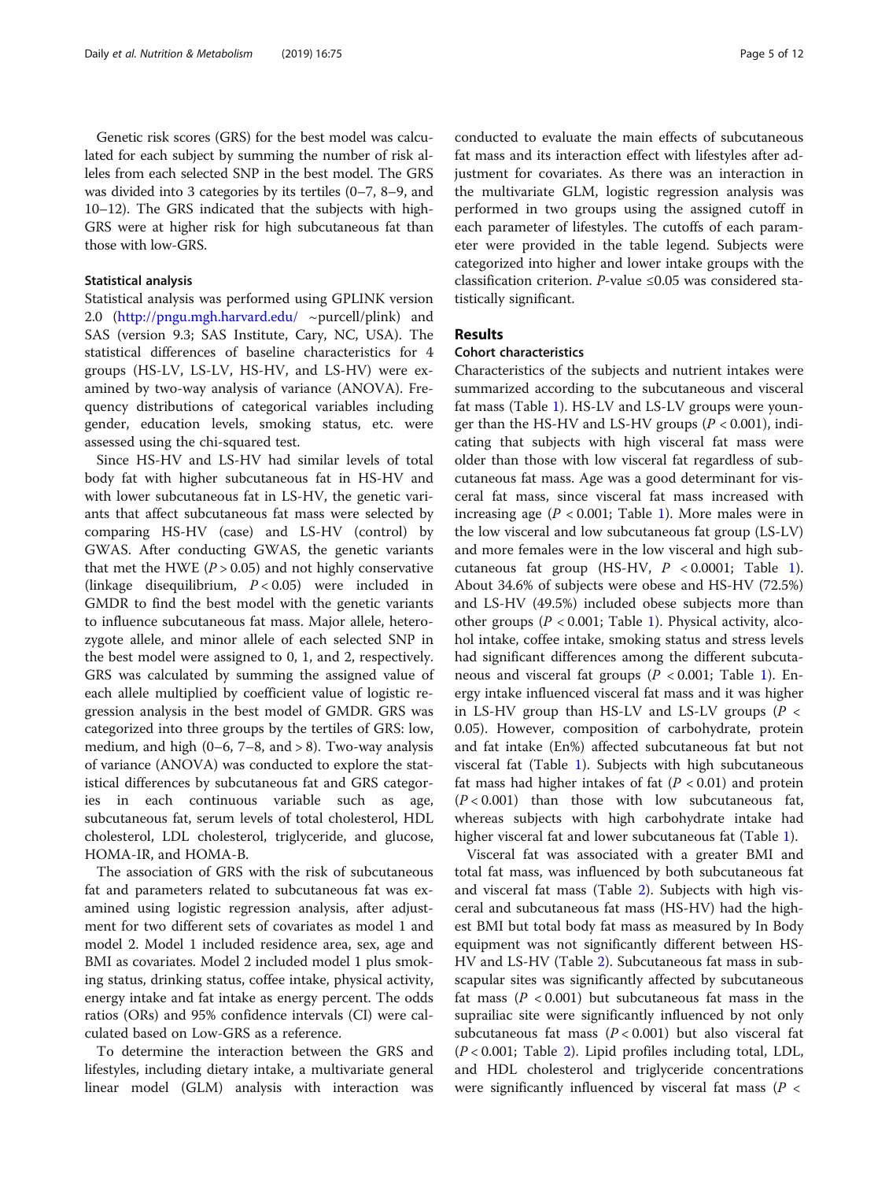Genetic risk scores (GRS) for the best model was calculated for each subject by summing the number of risk alleles from each selected SNP in the best model. The GRS was divided into 3 categories by its tertiles (0–7, 8–9, and 10–12). The GRS indicated that the subjects with high-GRS were at higher risk for high subcutaneous fat than those with low-GRS.

### Statistical analysis

Statistical analysis was performed using GPLINK version 2.0 (http://pngu.mgh.harvard.edu/ ~purcell/plink) and SAS (version 9.3; SAS Institute, Cary, NC, USA). The statistical differences of baseline characteristics for 4 groups (HS-LV, LS-LV, HS-HV, and LS-HV) were examined by two-way analysis of variance (ANOVA). Frequency distributions of categorical variables including gender, education levels, smoking status, etc. were assessed using the chi-squared test.

Since HS-HV and LS-HV had similar levels of total body fat with higher subcutaneous fat in HS-HV and with lower subcutaneous fat in LS-HV, the genetic variants that affect subcutaneous fat mass were selected by comparing HS-HV (case) and LS-HV (control) by GWAS. After conducting GWAS, the genetic variants that met the HWE ($P > 0.05$) and not highly conservative (linkage disequilibrium, $P < 0.05$) were included in GMDR to find the best model with the genetic variants to influence subcutaneous fat mass. Major allele, heterozygote allele, and minor allele of each selected SNP in the best model were assigned to 0, 1, and 2, respectively. GRS was calculated by summing the assigned value of each allele multiplied by coefficient value of logistic regression analysis in the best model of GMDR. GRS was categorized into three groups by the tertiles of GRS: low, medium, and high (0–6, 7–8, and > 8). Two-way analysis of variance (ANOVA) was conducted to explore the statistical differences by subcutaneous fat and GRS categories in each continuous variable such as age, subcutaneous fat, serum levels of total cholesterol, HDL cholesterol, LDL cholesterol, triglyceride, and glucose, HOMA-IR, and HOMA-B.

The association of GRS with the risk of subcutaneous fat and parameters related to subcutaneous fat was examined using logistic regression analysis, after adjustment for two different sets of covariates as model 1 and model 2. Model 1 included residence area, sex, age and BMI as covariates. Model 2 included model 1 plus smoking status, drinking status, coffee intake, physical activity, energy intake and fat intake as energy percent. The odds ratios (ORs) and 95% confidence intervals (CI) were calculated based on Low-GRS as a reference.

To determine the interaction between the GRS and lifestyles, including dietary intake, a multivariate general linear model (GLM) analysis with interaction was conducted to evaluate the main effects of subcutaneous fat mass and its interaction effect with lifestyles after adjustment for covariates. As there was an interaction in the multivariate GLM, logistic regression analysis was performed in two groups using the assigned cutoff in each parameter of lifestyles. The cutoffs of each parameter were provided in the table legend. Subjects were categorized into higher and lower intake groups with the classification criterion. $P$-value ≤0.05 was considered statistically significant.

## Results

### Cohort characteristics

Characteristics of the subjects and nutrient intakes were summarized according to the subcutaneous and visceral fat mass (Table 1). HS-LV and LS-LV groups were younger than the HS-HV and LS-HV groups ($P < 0.001$), indicating that subjects with high visceral fat mass were older than those with low visceral fat regardless of subcutaneous fat mass. Age was a good determinant for visceral fat mass, since visceral fat mass increased with increasing age ($P < 0.001$; Table 1). More males were in the low visceral and low subcutaneous fat group (LS-LV) and more females were in the low visceral and high subcutaneous fat group (HS-HV, $P < 0.0001$; Table 1). About 34.6% of subjects were obese and HS-HV (72.5%) and LS-HV (49.5%) included obese subjects more than other groups ($P < 0.001$; Table 1). Physical activity, alcohol intake, coffee intake, smoking status and stress levels had significant differences among the different subcutaneous and visceral fat groups ($P < 0.001$; Table 1). Energy intake influenced visceral fat mass and it was higher in LS-HV group than HS-LV and LS-LV groups ($P < 0.05$). However, composition of carbohydrate, protein and fat intake (En%) affected subcutaneous fat but not visceral fat (Table 1). Subjects with high subcutaneous fat mass had higher intakes of fat ($P < 0.01$) and protein ($P < 0.001$) than those with low subcutaneous fat, whereas subjects with high carbohydrate intake had higher visceral fat and lower subcutaneous fat (Table 1).

Visceral fat was associated with a greater BMI and total fat mass, was influenced by both subcutaneous fat and visceral fat mass (Table 2). Subjects with high visceral and subcutaneous fat mass (HS-HV) had the highest BMI but total body fat mass as measured by In Body equipment was not significantly different between HS-HV and LS-HV (Table 2). Subcutaneous fat mass in subscapular sites was significantly affected by subcutaneous fat mass ($P < 0.001$) but subcutaneous fat mass in the suprailiac site were significantly influenced by not only subcutaneous fat mass ($P < 0.001$) but also visceral fat ($P < 0.001$; Table 2). Lipid profiles including total, LDL, and HDL cholesterol and triglyceride concentrations were significantly influenced by visceral fat mass ($P <$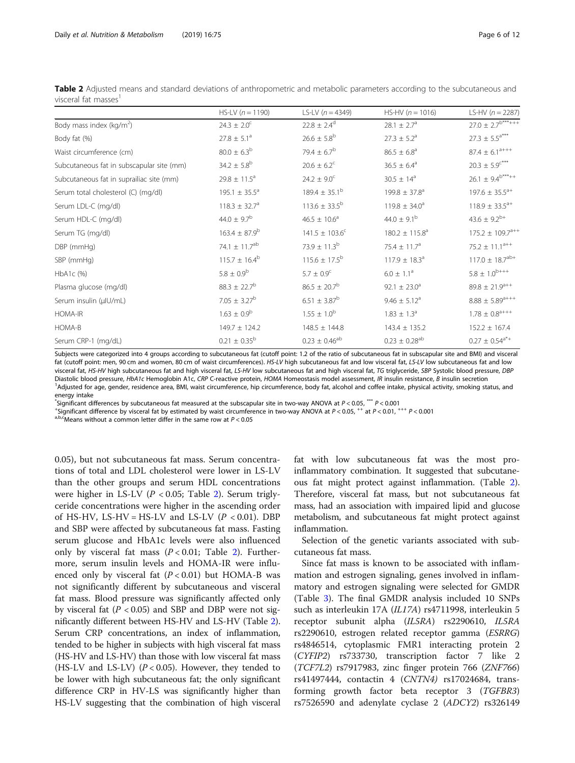**Table 2** Adjusted means and standard deviations of anthropometric and metabolic parameters according to the subcutaneous and visceral fat masses[1]

| | HS-LV ($n = 1190$) | LS-LV ($n = 4349$) | HS-HV ($n = 1016$) | LS-HV ($n = 2287$) |
|---|---|---|---|---|
| Body mass index (kg/m$^2$) | $24.3 \pm 2.0^{c}$ | $22.8 \pm 2.4^{d}$ | $28.1 \pm 2.7^{a}$ | $27.0 \pm 2.7^{b***+++}$ |
| Body fat (%) | $27.8 \pm 5.1^{a}$ | $26.6 \pm 5.8^{b}$ | $27.3 \pm 5.2^{a}$ | $27.3 \pm 5.5^{a***}$ |
| Waist circumference (cm) | $80.0 \pm 6.3^{b}$ | $79.4 \pm 6.7^{b}$ | $86.5 \pm 6.8^{a}$ | $87.4 \pm 6.1^{a+++}$ |
| Subcutaneous fat in subscapular site (mm) | $34.2 \pm 5.8^{b}$ | $20.6 \pm 6.2^{c}$ | $36.5 \pm 6.4^{a}$ | $20.3 \pm 5.9^{c***}$ |
| Subcutaneous fat in suprailiac site (mm) | $29.8 \pm 11.5^{a}$ | $24.2 \pm 9.0^{c}$ | $30.5 \pm 14^{a}$ | $26.1 \pm 9.4^{b***++}$ |
| Serum total cholesterol (C) (mg/dl) | $195.1 \pm 35.5^{a}$ | $189.4 \pm 35.1^{b}$ | $199.8 \pm 37.8^{a}$ | $197.6 \pm 35.5^{a+}$ |
| Serum LDL-C (mg/dl) | $118.3 \pm 32.7^{a}$ | $113.6 \pm 33.5^{b}$ | $119.8 \pm 34.0^{a}$ | $118.9 \pm 33.5^{a+}$ |
| Serum HDL-C (mg/dl) | $44.0 \pm 9.7^{b}$ | $46.5 \pm 10.6^{a}$ | $44.0 \pm 9.1^{b}$ | $43.6 \pm 9.2^{b+}$ |
| Serum TG (mg/dl) | $163.4 \pm 87.9^{b}$ | $141.5 \pm 103.6^{c}$ | $180.2 \pm 115.8^{a}$ | $175.2 \pm 109.7^{a++}$ |
| DBP (mmHg) | $74.1 \pm 11.7^{ab}$ | $73.9 \pm 11.3^{b}$ | $75.4 \pm 11.7^{a}$ | $75.2 \pm 11.1^{a++}$ |
| SBP (mmHg) | $115.7 \pm 16.4^{b}$ | $115.6 \pm 17.5^{b}$ | $117.9 \pm 18.3^{a}$ | $117.0 \pm 18.7^{ab+}$ |
| HbA1c (%) | $5.8 \pm 0.9^{b}$ | $5.7 \pm 0.9^{c}$ | $6.0 \pm 1.1^{a}$ | $5.8 \pm 1.0^{b+++}$ |
| Plasma glucose (mg/dl) | $88.3 \pm 22.7^{b}$ | $86.5 \pm 20.7^{b}$ | $92.1 \pm 23.0^{a}$ | $89.8 \pm 21.9^{a++}$ |
| Serum insulin (μIU/mL) | $7.05 \pm 3.27^{b}$ | $6.51 \pm 3.87^{b}$ | $9.46 \pm 5.12^{a}$ | $8.88 \pm 5.89^{a+++}$ |
| HOMA-IR | $1.63 \pm 0.9^{b}$ | $1.55 \pm 1.0^{b}$ | $1.83 \pm 1.3^{a}$ | $1.78 \pm 0.8^{a+++}$ |
| HOMA-B | $149.7 \pm 124.2$ | $148.5 \pm 144.8$ | $143.4 \pm 135.2$ | $152.2 \pm 167.4$ |
| Serum CRP-1 (mg/dL) | $0.21 \pm 0.35^{b}$ | $0.23 \pm 0.46^{ab}$ | $0.23 \pm 0.28^{ab}$ | $0.27 \pm 0.54^{a*+}$ |

Subjects were categorized into 4 groups according to subcutaneous fat (cutoff point: 1.2 of the ratio of subcutaneous fat in subscapular site and BMI) and visceral fat (cutoff point: men, 90 cm and women, 80 cm of waist circumferences). *HS-LV* high subcutaneous fat and low visceral fat, *LS-LV* low subcutaneous fat and low visceral fat, *HS-HV* high subcutaneous fat and high visceral fat, *LS-HV* low subcutaneous fat and high visceral fat, *TG* triglyceride, *SBP* Systolic blood pressure, *DBP* Diastolic blood pressure, *HbA1c* Hemoglobin A1c, *CRP* C-reactive protein, *HOMA* Homeostasis model assessment, *IR* insulin resistance, *B* insulin secretion

[1]Adjusted for age, gender, residence area, BMI, waist circumference, hip circumference, body fat, alcohol and coffee intake, physical activity, smoking status, and energy intake

*Significant differences by subcutaneous fat measured at the subscapular site in two-way ANOVA at $P < 0.05$, *** $P < 0.001$

+Significant difference by visceral fat by estimated by waist circumference in two-way ANOVA at $P < 0.05$, ++ at $P < 0.01$, +++ $P < 0.001$

a,b,cMeans without a common letter differ in the same row at $P < 0.05$

0.05), but not subcutaneous fat mass. Serum concentrations of total and LDL cholesterol were lower in LS-LV than the other groups and serum HDL concentrations were higher in LS-LV ($P < 0.05$; Table 2). Serum triglyceride concentrations were higher in the ascending order of HS-HV, LS-HV = HS-LV and LS-LV ($P < 0.01$). DBP and SBP were affected by subcutaneous fat mass. Fasting serum glucose and HbA1c levels were also influenced only by visceral fat mass ($P < 0.01$; Table 2). Furthermore, serum insulin levels and HOMA-IR were influenced only by visceral fat ($P < 0.01$) but HOMA-B was not significantly different by subcutaneous and visceral fat mass. Blood pressure was significantly affected only by visceral fat ($P < 0.05$) and SBP and DBP were not significantly different between HS-HV and LS-HV (Table 2). Serum CRP concentrations, an index of inflammation, tended to be higher in subjects with high visceral fat mass (HS-HV and LS-HV) than those with low visceral fat mass (HS-LV and LS-LV) ($P < 0.05$). However, they tended to be lower with high subcutaneous fat; the only significant difference CRP in HV-LS was significantly higher than HS-LV suggesting that the combination of high visceral fat with low subcutaneous fat was the most pro-inflammatory combination. It suggested that subcutaneous fat might protect against inflammation. (Table 2). Therefore, visceral fat mass, but not subcutaneous fat mass, had an association with impaired lipid and glucose metabolism, and subcutaneous fat might protect against inflammation.

Selection of the genetic variants associated with subcutaneous fat mass.

Since fat mass is known to be associated with inflammation and estrogen signaling, genes involved in inflammatory and estrogen signaling were selected for GMDR (Table 3). The final GMDR analysis included 10 SNPs such as interleukin 17A (*IL17A*) rs4711998, interleukin 5 receptor subunit alpha (*IL5RA*) rs2290610, *IL5RA* rs2290610, estrogen related receptor gamma (*ESRRG*) rs4846514, cytoplasmic FMR1 interacting protein 2 (*CYFIP2*) rs733730, transcription factor 7 like 2 (*TCF7L2*) rs7917983, zinc finger protein 766 (*ZNF766*) rs41497444, contactin 4 (*CNTN4)* rs17024684, transforming growth factor beta receptor 3 (*TGFBR3*) rs7526590 and adenylate cyclase 2 (*ADCY2*) rs326149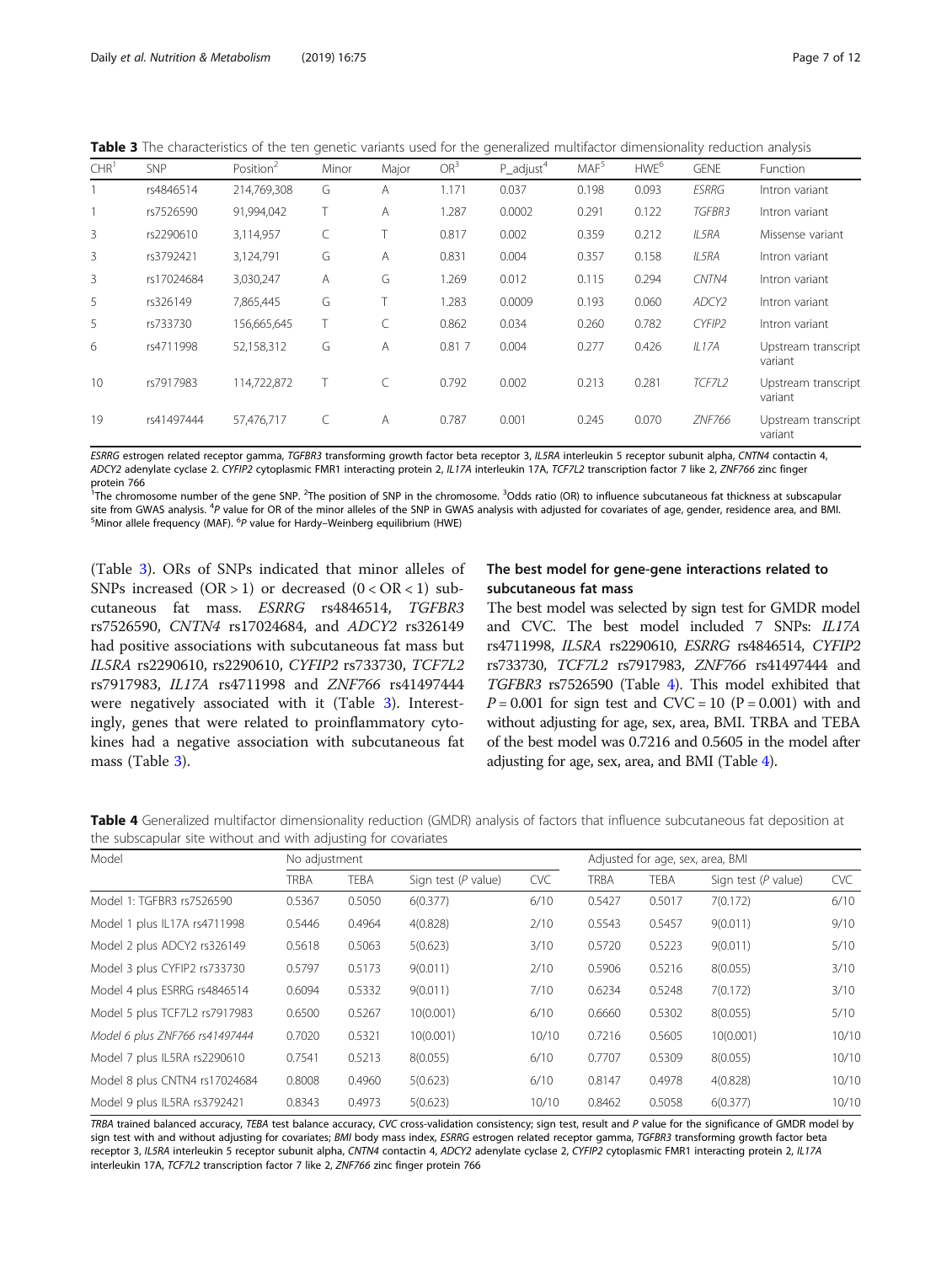**Table 3** The characteristics of the ten genetic variants used for the generalized multifactor dimensionality reduction analysis

| CHR[1] | SNP | Position[2] | Minor | Major | OR[3] | P_adjust[4] | MAF[5] | HWE[6] | GENE | Function |
|---|---|---|---|---|---|---|---|---|---|---|
| 1 | rs4846514 | 214,769,308 | G | A | 1.171 | 0.037 | 0.198 | 0.093 | *ESRRG* | Intron variant |
| 1 | rs7526590 | 91,994,042 | T | A | 1.287 | 0.0002 | 0.291 | 0.122 | *TGFBR3* | Intron variant |
| 3 | rs2290610 | 3,114,957 | C | T | 0.817 | 0.002 | 0.359 | 0.212 | *IL5RA* | Missense variant |
| 3 | rs3792421 | 3,124,791 | G | A | 0.831 | 0.004 | 0.357 | 0.158 | *IL5RA* | Intron variant |
| 3 | rs17024684 | 3,030,247 | A | G | 1.269 | 0.012 | 0.115 | 0.294 | *CNTN4* | Intron variant |
| 5 | rs326149 | 7,865,445 | G | T | 1.283 | 0.0009 | 0.193 | 0.060 | *ADCY2* | Intron variant |
| 5 | rs733730 | 156,665,645 | T | C | 0.862 | 0.034 | 0.260 | 0.782 | *CYFIP2* | Intron variant |
| 6 | rs4711998 | 52,158,312 | G | A | 0.81 7 | 0.004 | 0.277 | 0.426 | *IL17A* | Upstream transcript variant |
| 10 | rs7917983 | 114,722,872 | T | C | 0.792 | 0.002 | 0.213 | 0.281 | *TCF7L2* | Upstream transcript variant |
| 19 | rs41497444 | 57,476,717 | C | A | 0.787 | 0.001 | 0.245 | 0.070 | *ZNF766* | Upstream transcript variant |

*ESRRG* estrogen related receptor gamma, *TGFBR3* transforming growth factor beta receptor 3, *IL5RA* interleukin 5 receptor subunit alpha, *CNTN4* contactin 4, *ADCY2* adenylate cyclase 2. *CYFIP2* cytoplasmic FMR1 interacting protein 2, *IL17A* interleukin 17A, *TCF7L2* transcription factor 7 like 2, *ZNF766* zinc finger protein 766

[1]The chromosome number of the gene SNP. [2]The position of SNP in the chromosome. [3]Odds ratio (OR) to influence subcutaneous fat thickness at subscapular site from GWAS analysis. [4]*P* value for OR of the minor alleles of the SNP in GWAS analysis with adjusted for covariates of age, gender, residence area, and BMI. [5]Minor allele frequency (MAF). [6]*P* value for Hardy–Weinberg equilibrium (HWE)

(Table 3). ORs of SNPs indicated that minor alleles of SNPs increased (OR > 1) or decreased (0 < OR < 1) subcutaneous fat mass. *ESRRG* rs4846514, *TGFBR3* rs7526590, *CNTN4* rs17024684, and *ADCY2* rs326149 had positive associations with subcutaneous fat mass but *IL5RA* rs2290610, rs2290610, *CYFIP2* rs733730, *TCF7L2* rs7917983, *IL17A* rs4711998 and *ZNF766* rs41497444 were negatively associated with it (Table 3). Interestingly, genes that were related to proinflammatory cytokines had a negative association with subcutaneous fat mass (Table 3).

## The best model for gene-gene interactions related to subcutaneous fat mass

The best model was selected by sign test for GMDR model and CVC. The best model included 7 SNPs: *IL17A* rs4711998, *IL5RA* rs2290610, *ESRRG* rs4846514, *CYFIP2* rs733730, *TCF7L2* rs7917983, *ZNF766* rs41497444 and *TGFBR3* rs7526590 (Table 4). This model exhibited that $P = 0.001$ for sign test and CVC = 10 ($P = 0.001$) with and without adjusting for age, sex, area, BMI. TRBA and TEBA of the best model was 0.7216 and 0.5605 in the model after adjusting for age, sex, area, and BMI (Table 4).

**Table 4** Generalized multifactor dimensionality reduction (GMDR) analysis of factors that influence subcutaneous fat deposition at the subscapular site without and with adjusting for covariates

| Model | No adjustment | | | | Adjusted for age, sex, area, BMI | | | |
|---|---|---|---|---|---|---|---|---|
| | TRBA | TEBA | Sign test (*P* value) | CVC | TRBA | TEBA | Sign test (*P* value) | CVC |
| Model 1: TGFBR3 rs7526590 | 0.5367 | 0.5050 | 6(0.377) | 6/10 | 0.5427 | 0.5017 | 7(0.172) | 6/10 |
| Model 1 plus IL17A rs4711998 | 0.5446 | 0.4964 | 4(0.828) | 2/10 | 0.5543 | 0.5457 | 9(0.011) | 9/10 |
| Model 2 plus ADCY2 rs326149 | 0.5618 | 0.5063 | 5(0.623) | 3/10 | 0.5720 | 0.5223 | 9(0.011) | 5/10 |
| Model 3 plus CYFIP2 rs733730 | 0.5797 | 0.5173 | 9(0.011) | 2/10 | 0.5906 | 0.5216 | 8(0.055) | 3/10 |
| Model 4 plus ESRRG rs4846514 | 0.6094 | 0.5332 | 9(0.011) | 7/10 | 0.6234 | 0.5248 | 7(0.172) | 3/10 |
| Model 5 plus TCF7L2 rs7917983 | 0.6500 | 0.5267 | 10(0.001) | 6/10 | 0.6660 | 0.5302 | 8(0.055) | 5/10 |
| *Model 6 plus ZNF766 rs41497444* | 0.7020 | 0.5321 | 10(0.001) | 10/10 | 0.7216 | 0.5605 | 10(0.001) | 10/10 |
| Model 7 plus IL5RA rs2290610 | 0.7541 | 0.5213 | 8(0.055) | 6/10 | 0.7707 | 0.5309 | 8(0.055) | 10/10 |
| Model 8 plus CNTN4 rs17024684 | 0.8008 | 0.4960 | 5(0.623) | 6/10 | 0.8147 | 0.4978 | 4(0.828) | 10/10 |
| Model 9 plus IL5RA rs3792421 | 0.8343 | 0.4973 | 5(0.623) | 10/10 | 0.8462 | 0.5058 | 6(0.377) | 10/10 |

*TRBA* trained balanced accuracy, *TEBA* test balance accuracy, *CVC* cross-validation consistency; sign test, result and *P* value for the significance of GMDR model by sign test with and without adjusting for covariates; *BMI* body mass index, *ESRRG* estrogen related receptor gamma, *TGFBR3* transforming growth factor beta receptor 3, *IL5RA* interleukin 5 receptor subunit alpha, *CNTN4* contactin 4, *ADCY2* adenylate cyclase 2, *CYFIP2* cytoplasmic FMR1 interacting protein 2, *IL17A* interleukin 17A, *TCF7L2* transcription factor 7 like 2, *ZNF766* zinc finger protein 766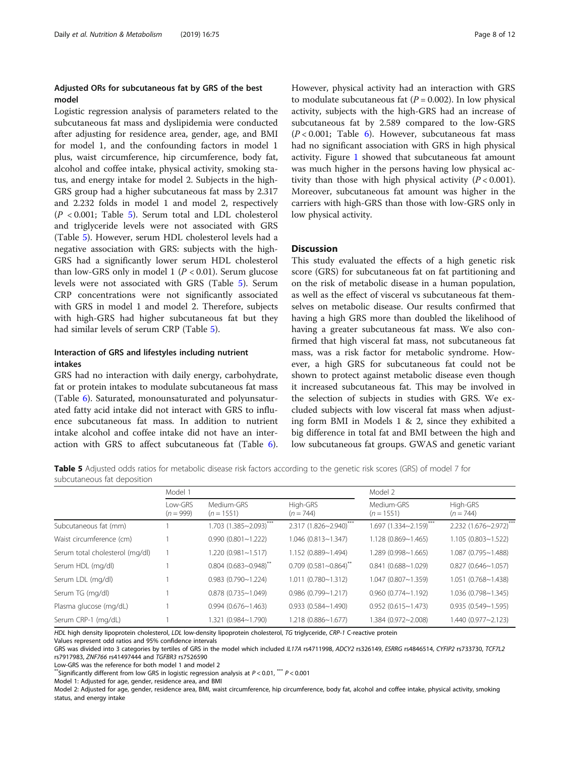## Adjusted ORs for subcutaneous fat by GRS of the best model

Logistic regression analysis of parameters related to the subcutaneous fat mass and dyslipidemia were conducted after adjusting for residence area, gender, age, and BMI for model 1, and the confounding factors in model 1 plus, waist circumference, hip circumference, body fat, alcohol and coffee intake, physical activity, smoking status, and energy intake for model 2. Subjects in the high-GRS group had a higher subcutaneous fat mass by 2.317 and 2.232 folds in model 1 and model 2, respectively ($P < 0.001$; Table 5). Serum total and LDL cholesterol and triglyceride levels were not associated with GRS (Table 5). However, serum HDL cholesterol levels had a negative association with GRS: subjects with the high-GRS had a significantly lower serum HDL cholesterol than low-GRS only in model 1 ($P < 0.01$). Serum glucose levels were not associated with GRS (Table 5). Serum CRP concentrations were not significantly associated with GRS in model 1 and model 2. Therefore, subjects with high-GRS had higher subcutaneous fat but they had similar levels of serum CRP (Table 5).

## Interaction of GRS and lifestyles including nutrient intakes

GRS had no interaction with daily energy, carbohydrate, fat or protein intakes to modulate subcutaneous fat mass (Table 6). Saturated, monounsaturated and polyunsaturated fatty acid intake did not interact with GRS to influence subcutaneous fat mass. In addition to nutrient intake alcohol and coffee intake did not have an interaction with GRS to affect subcutaneous fat (Table 6). However, physical activity had an interaction with GRS to modulate subcutaneous fat ($P = 0.002$). In low physical activity, subjects with the high-GRS had an increase of subcutaneous fat by 2.589 compared to the low-GRS ($P < 0.001$; Table 6). However, subcutaneous fat mass had no significant association with GRS in high physical activity. Figure 1 showed that subcutaneous fat amount was much higher in the persons having low physical activity than those with high physical activity ($P < 0.001$). Moreover, subcutaneous fat amount was higher in the carriers with high-GRS than those with low-GRS only in low physical activity.

# Discussion

This study evaluated the effects of a high genetic risk score (GRS) for subcutaneous fat on fat partitioning and on the risk of metabolic disease in a human population, as well as the effect of visceral vs subcutaneous fat themselves on metabolic disease. Our results confirmed that having a high GRS more than doubled the likelihood of having a greater subcutaneous fat mass. We also confirmed that high visceral fat mass, not subcutaneous fat mass, was a risk factor for metabolic syndrome. However, a high GRS for subcutaneous fat could not be shown to protect against metabolic disease even though it increased subcutaneous fat. This may be involved in the selection of subjects in studies with GRS. We excluded subjects with low visceral fat mass when adjusting form BMI in Models 1 & 2, since they exhibited a big difference in total fat and BMI between the high and low subcutaneous fat groups. GWAS and genetic variant

**Table 5** Adjusted odds ratios for metabolic disease risk factors according to the genetic risk scores (GRS) of model 7 for subcutaneous fat deposition

| | Model 1 | | | Model 2 | |
|---|---|---|---|---|---|
| | Low-GRS ($n = 999$) | Medium-GRS ($n = 1551$) | High-GRS ($n = 744$) | Medium-GRS ($n = 1551$) | High-GRS ($n = 744$) |
| Subcutaneous fat (mm) | 1 | 1.703 (1.385~2.093)*** | 2.317 (1.826~2.940)*** | 1.697 (1.334~2.159)*** | 2.232 (1.676~2.972)*** |
| Waist circumference (cm) | 1 | 0.990 (0.801~1.222) | 1.046 (0.813~1.347) | 1.128 (0.869~1.465) | 1.105 (0.803~1.522) |
| Serum total cholesterol (mg/dl) | 1 | 1.220 (0.981~1.517) | 1.152 (0.889~1.494) | 1.289 (0.998~1.665) | 1.087 (0.795~1.488) |
| Serum HDL (mg/dl) | 1 | 0.804 (0.683~0.948)** | 0.709 (0.581~0.864)** | 0.841 (0.688~1.029) | 0.827 (0.646~1.057) |
| Serum LDL (mg/dl) | 1 | 0.983 (0.790~1.224) | 1.011 (0.780~1.312) | 1.047 (0.807~1.359) | 1.051 (0.768~1.438) |
| Serum TG (mg/dl) | 1 | 0.878 (0.735~1.049) | 0.986 (0.799~1.217) | 0.960 (0.774~1.192) | 1.036 (0.798~1.345) |
| Plasma glucose (mg/dL) | 1 | 0.994 (0.676~1.463) | 0.933 (0.584~1.490) | 0.952 (0.615~1.473) | 0.935 (0.549~1.595) |
| Serum CRP-1 (mg/dL) | 1 | 1.321 (0.984~1.790) | 1.218 (0.886~1.677) | 1.384 (0.972~2.008) | 1.440 (0.977~2.123) |

*HDL* high density lipoprotein cholesterol, *LDL* low-density lipoprotein cholesterol, *TG* triglyceride, *CRP-1* C-reactive protein

Values represent odd ratios and 95% confidence intervals

GRS was divided into 3 categories by tertiles of GRS in the model which included *IL17A* rs4711998, *ADCY2* rs326149, *ESRRG* rs4846514, *CYFIP2* rs733730, *TCF7L2* rs7917983, *ZNF766* rs41497444 and *TGFBR3* rs7526590

Low-GRS was the reference for both model 1 and model 2

**Significantly different from low GRS in logistic regression analysis at $P < 0.01$, *** $P < 0.001$

Model 1: Adjusted for age, gender, residence area, and BMI

Model 2: Adjusted for age, gender, residence area, BMI, waist circumference, hip circumference, body fat, alcohol and coffee intake, physical activity, smoking status, and energy intake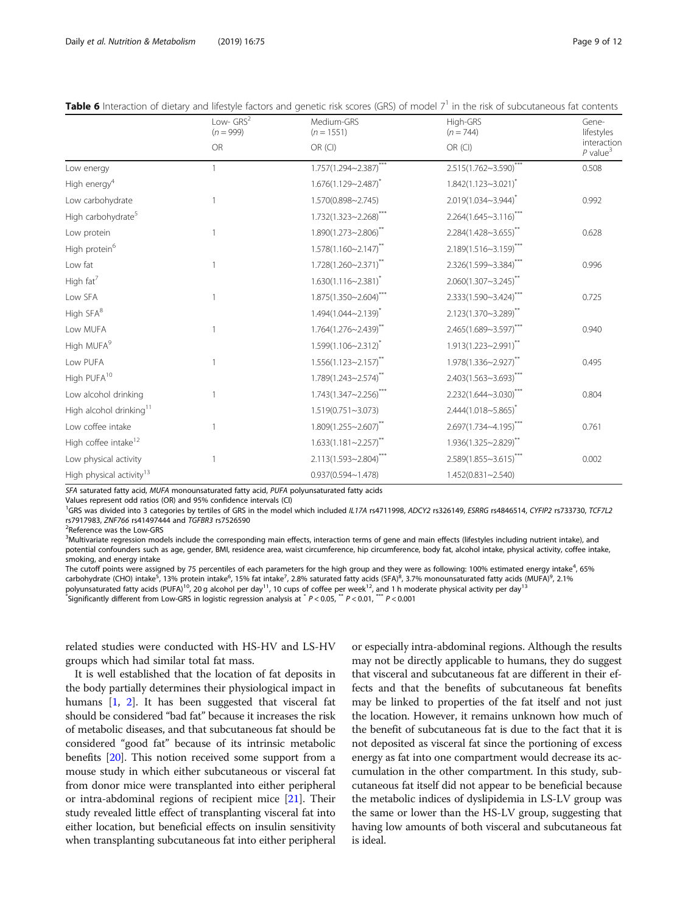**Table 6** Interaction of dietary and lifestyle factors and genetic risk scores (GRS) of model 7[1] in the risk of subcutaneous fat contents

| | Low- GRS[2] ($n = 999$) OR | Medium-GRS ($n = 1551$) OR (CI) | High-GRS ($n = 744$) OR (CI) | Gene-lifestyles interaction $P$ value[3] |
|---|---|---|---|---|
| Low energy | 1 | 1.757(1.294~2.387)*** | 2.515(1.762~3.590)*** | 0.508 |
| High energy[4] | | 1.676(1.129~2.487)* | 1.842(1.123~3.021)* | |
| Low carbohydrate | 1 | 1.570(0.898~2.745) | 2.019(1.034~3.944)* | 0.992 |
| High carbohydrate[5] | | 1.732(1.323~2.268)*** | 2.264(1.645~3.116)*** | |
| Low protein | 1 | 1.890(1.273~2.806)** | 2.284(1.428~3.655)** | 0.628 |
| High protein[6] | | 1.578(1.160~2.147)** | 2.189(1.516~3.159)*** | |
| Low fat | 1 | 1.728(1.260~2.371)** | 2.326(1.599~3.384)*** | 0.996 |
| High fat[7] | | 1.630(1.116~2.381)* | 2.060(1.307~3.245)** | |
| Low SFA | 1 | 1.875(1.350~2.604)*** | 2.333(1.590~3.424)*** | 0.725 |
| High SFA[8] | | 1.494(1.044~2.139)* | 2.123(1.370~3.289)** | |
| Low MUFA | 1 | 1.764(1.276~2.439)** | 2.465(1.689~3.597)*** | 0.940 |
| High MUFA[9] | | 1.599(1.106~2.312)* | 1.913(1.223~2.991)** | |
| Low PUFA | 1 | 1.556(1.123~2.157)** | 1.978(1.336~2.927)** | 0.495 |
| High PUFA[10] | | 1.789(1.243~2.574)** | 2.403(1.563~3.693)*** | |
| Low alcohol drinking | 1 | 1.743(1.347~2.256)*** | 2.232(1.644~3.030)*** | 0.804 |
| High alcohol drinking[11] | | 1.519(0.751~3.073) | 2.444(1.018~5.865)* | |
| Low coffee intake | 1 | 1.809(1.255~2.607)** | 2.697(1.734~4.195)*** | 0.761 |
| High coffee intake[12] | | 1.633(1.181~2.257)** | 1.936(1.325~2.829)** | |
| Low physical activity | 1 | 2.113(1.593~2.804)*** | 2.589(1.855~3.615)*** | 0.002 |
| High physical activity[13] | | 0.937(0.594~1.478) | 1.452(0.831~2.540) | |

SFA saturated fatty acid, MUFA monounsaturated fatty acid, PUFA polyunsaturated fatty acids

Values represent odd ratios (OR) and 95% confidence intervals (CI)

[1]GRS was divided into 3 categories by tertiles of GRS in the model which included *IL17A* rs4711998, *ADCY2* rs326149, *ESRRG* rs4846514, *CYFIP2* rs733730, *TCF7L2* rs7917983, *ZNF766* rs41497444 and *TGFBR3* rs7526590

[2]Reference was the Low-GRS

[3]Multivariate regression models include the corresponding main effects, interaction terms of gene and main effects (lifestyles including nutrient intake), and potential confounders such as age, gender, BMI, residence area, waist circumference, hip circumference, body fat, alcohol intake, physical activity, coffee intake, smoking, and energy intake

The cutoff points were assigned by 75 percentiles of each parameters for the high group and they were as following: 100% estimated energy intake[4], 65% carbohydrate (CHO) intake[5], 13% protein intake[6], 15% fat intake[7], 2.8% saturated fatty acids (SFA)[8], 3.7% monounsaturated fatty acids (MUFA)[9], 2.1% polyunsaturated fatty acids (PUFA)[10], 20 g alcohol per day[11], 10 cups of coffee per week[12], and 1 h moderate physical activity per day[13]

*Significantly different from Low-GRS in logistic regression analysis at * $P < 0.05$, ** $P < 0.01$, *** $P < 0.001$

related studies were conducted with HS-HV and LS-HV groups which had similar total fat mass.

It is well established that the location of fat deposits in the body partially determines their physiological impact in humans [1, 2]. It has been suggested that visceral fat should be considered "bad fat" because it increases the risk of metabolic diseases, and that subcutaneous fat should be considered "good fat" because of its intrinsic metabolic benefits [20]. This notion received some support from a mouse study in which either subcutaneous or visceral fat from donor mice were transplanted into either peripheral or intra-abdominal regions of recipient mice [21]. Their study revealed little effect of transplanting visceral fat into either location, but beneficial effects on insulin sensitivity when transplanting subcutaneous fat into either peripheral or especially intra-abdominal regions. Although the results may not be directly applicable to humans, they do suggest that visceral and subcutaneous fat are different in their effects and that the benefits of subcutaneous fat benefits may be linked to properties of the fat itself and not just the location. However, it remains unknown how much of the benefit of subcutaneous fat is due to the fact that it is not deposited as visceral fat since the portioning of excess energy as fat into one compartment would decrease its accumulation in the other compartment. In this study, subcutaneous fat itself did not appear to be beneficial because the metabolic indices of dyslipidemia in LS-LV group was the same or lower than the HS-LV group, suggesting that having low amounts of both visceral and subcutaneous fat is ideal.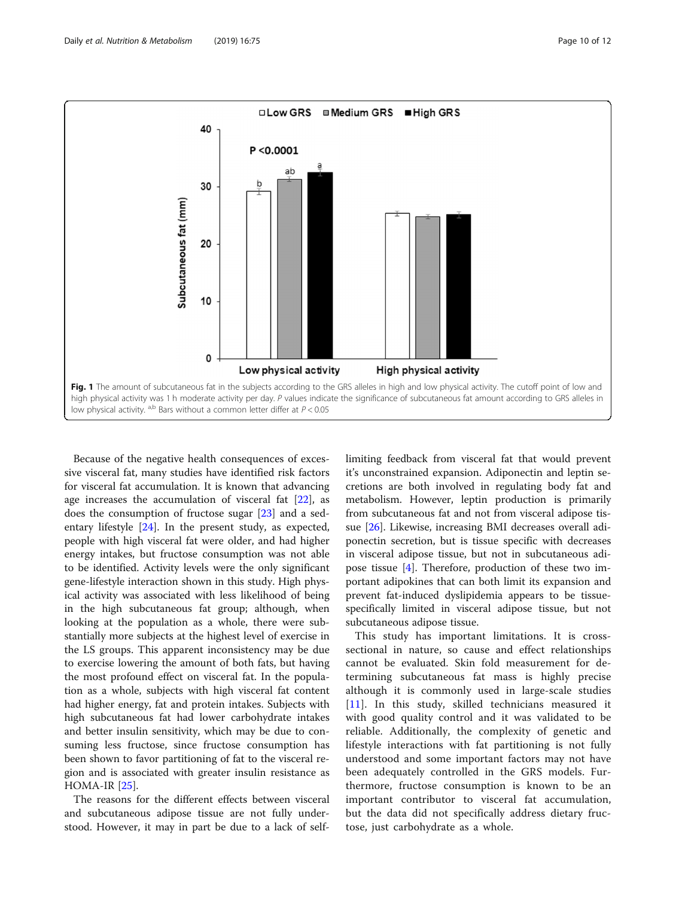**Fig. 1** The amount of subcutaneous fat in the subjects according to the GRS alleles in high and low physical activity. The cutoff point of low and high physical activity was 1 h moderate activity per day. *P* values indicate the significance of subcutaneous fat amount according to GRS alleles in low physical activity. [a,b] Bars without a common letter differ at $P < 0.05$

Because of the negative health consequences of excessive visceral fat, many studies have identified risk factors for visceral fat accumulation. It is known that advancing age increases the accumulation of visceral fat [22], as does the consumption of fructose sugar [23] and a sedentary lifestyle [24]. In the present study, as expected, people with high visceral fat were older, and had higher energy intakes, but fructose consumption was not able to be identified. Activity levels were the only significant gene-lifestyle interaction shown in this study. High physical activity was associated with less likelihood of being in the high subcutaneous fat group; although, when looking at the population as a whole, there were substantially more subjects at the highest level of exercise in the LS groups. This apparent inconsistency may be due to exercise lowering the amount of both fats, but having the most profound effect on visceral fat. In the population as a whole, subjects with high visceral fat content had higher energy, fat and protein intakes. Subjects with high subcutaneous fat had lower carbohydrate intakes and better insulin sensitivity, which may be due to consuming less fructose, since fructose consumption has been shown to favor partitioning of fat to the visceral region and is associated with greater insulin resistance as HOMA-IR [25].

The reasons for the different effects between visceral and subcutaneous adipose tissue are not fully understood. However, it may in part be due to a lack of self-limiting feedback from visceral fat that would prevent it's unconstrained expansion. Adiponectin and leptin secretions are both involved in regulating body fat and metabolism. However, leptin production is primarily from subcutaneous fat and not from visceral adipose tissue [26]. Likewise, increasing BMI decreases overall adiponectin secretion, but is tissue specific with decreases in visceral adipose tissue, but not in subcutaneous adipose tissue [4]. Therefore, production of these two important adipokines that can both limit its expansion and prevent fat-induced dyslipidemia appears to be tissue-specifically limited in visceral adipose tissue, but not subcutaneous adipose tissue.

This study has important limitations. It is cross-sectional in nature, so cause and effect relationships cannot be evaluated. Skin fold measurement for determining subcutaneous fat mass is highly precise although it is commonly used in large-scale studies [11]. In this study, skilled technicians measured it with good quality control and it was validated to be reliable. Additionally, the complexity of genetic and lifestyle interactions with fat partitioning is not fully understood and some important factors may not have been adequately controlled in the GRS models. Furthermore, fructose consumption is known to be an important contributor to visceral fat accumulation, but the data did not specifically address dietary fructose, just carbohydrate as a whole.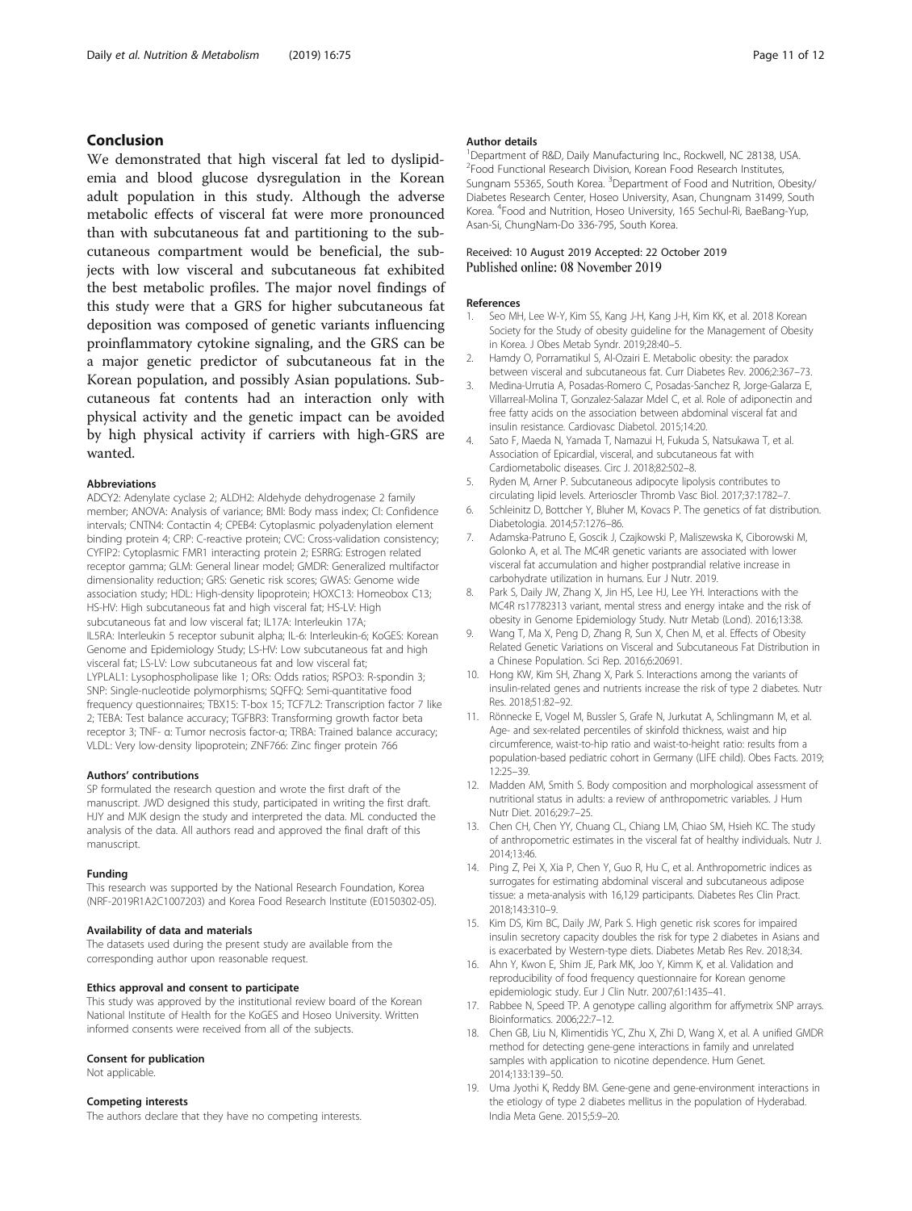## Conclusion

We demonstrated that high visceral fat led to dyslipidemia and blood glucose dysregulation in the Korean adult population in this study. Although the adverse metabolic effects of visceral fat were more pronounced than with subcutaneous fat and partitioning to the subcutaneous compartment would be beneficial, the subjects with low visceral and subcutaneous fat exhibited the best metabolic profiles. The major novel findings of this study were that a GRS for higher subcutaneous fat deposition was composed of genetic variants influencing proinflammatory cytokine signaling, and the GRS can be a major genetic predictor of subcutaneous fat in the Korean population, and possibly Asian populations. Subcutaneous fat contents had an interaction only with physical activity and the genetic impact can be avoided by high physical activity if carriers with high-GRS are wanted.

#### Abbreviations

ADCY2: Adenylate cyclase 2; ALDH2: Aldehyde dehydrogenase 2 family member; ANOVA: Analysis of variance; BMI: Body mass index; CI: Confidence intervals; CNTN4: Contactin 4; CPEB4: Cytoplasmic polyadenylation element binding protein 4; CRP: C-reactive protein; CVC: Cross-validation consistency; CYFIP2: Cytoplasmic FMR1 interacting protein 2; ESRRG: Estrogen related receptor gamma; GLM: General linear model; GMDR: Generalized multifactor dimensionality reduction; GRS: Genetic risk scores; GWAS: Genome wide association study; HDL: High-density lipoprotein; HOXC13: Homeobox C13; HS-HV: High subcutaneous fat and high visceral fat; HS-LV: High subcutaneous fat and low visceral fat; IL17A: Interleukin 17A; IL5RA: Interleukin 5 receptor subunit alpha; IL-6: Interleukin-6; KoGES: Korean Genome and Epidemiology Study; LS-HV: Low subcutaneous fat and high visceral fat; LS-LV: Low subcutaneous fat and low visceral fat; LYPLAL1: Lysophospholipase like 1; ORs: Odds ratios; RSPO3: R-spondin 3; SNP: Single-nucleotide polymorphisms; SQFFQ: Semi-quantitative food frequency questionnaires; TBX15: T-box 15; TCF7L2: Transcription factor 7 like 2; TEBA: Test balance accuracy; TGFBR3: Transforming growth factor beta receptor 3; TNF- α: Tumor necrosis factor-α; TRBA: Trained balance accuracy; VLDL: Very low-density lipoprotein; ZNF766: Zinc finger protein 766

#### Authors' contributions

SP formulated the research question and wrote the first draft of the manuscript. JWD designed this study, participated in writing the first draft. HJY and MJK design the study and interpreted the data. ML conducted the analysis of the data. All authors read and approved the final draft of this manuscript.

#### Funding

This research was supported by the National Research Foundation, Korea (NRF-2019R1A2C1007203) and Korea Food Research Institute (E0150302-05).

#### Availability of data and materials

The datasets used during the present study are available from the corresponding author upon reasonable request.

#### Ethics approval and consent to participate

This study was approved by the institutional review board of the Korean National Institute of Health for the KoGES and Hoseo University. Written informed consents were received from all of the subjects.

#### Consent for publication

Not applicable.

#### Competing interests

The authors declare that they have no competing interests.

#### Author details

[1]Department of R&D, Daily Manufacturing Inc., Rockwell, NC 28138, USA. [2]Food Functional Research Division, Korean Food Research Institutes, Sungnam 55365, South Korea. [3]Department of Food and Nutrition, Obesity/Diabetes Research Center, Hoseo University, Asan, Chungnam 31499, South Korea. [4]Food and Nutrition, Hoseo University, 165 Sechul-Ri, BaeBang-Yup, Asan-Si, ChungNam-Do 336-795, South Korea.

Received: 10 August 2019 Accepted: 22 October 2019
Published online: 08 November 2019

#### References

1. Seo MH, Lee W-Y, Kim SS, Kang J-H, Kang J-H, Kim KK, et al. 2018 Korean Society for the Study of obesity guideline for the Management of Obesity in Korea. J Obes Metab Syndr. 2019;28:40–5.
2. Hamdy O, Porramatikul S, Al-Ozairi E. Metabolic obesity: the paradox between visceral and subcutaneous fat. Curr Diabetes Rev. 2006;2:367–73.
3. Medina-Urrutia A, Posadas-Romero C, Posadas-Sanchez R, Jorge-Galarza E, Villarreal-Molina T, Gonzalez-Salazar Mdel C, et al. Role of adiponectin and free fatty acids on the association between abdominal visceral fat and insulin resistance. Cardiovasc Diabetol. 2015;14:20.
4. Sato F, Maeda N, Yamada T, Namazui H, Fukuda S, Natsukawa T, et al. Association of Epicardial, visceral, and subcutaneous fat with Cardiometabolic diseases. Circ J. 2018;82:502–8.
5. Ryden M, Arner P. Subcutaneous adipocyte lipolysis contributes to circulating lipid levels. Arterioscler Thromb Vasc Biol. 2017;37:1782–7.
6. Schleinitz D, Bottcher Y, Bluher M, Kovacs P. The genetics of fat distribution. Diabetologia. 2014;57:1276–86.
7. Adamska-Patruno E, Goscik J, Czajkowski P, Maliszewska K, Ciborowski M, Golonko A, et al. The MC4R genetic variants are associated with lower visceral fat accumulation and higher postprandial relative increase in carbohydrate utilization in humans. Eur J Nutr. 2019.
8. Park S, Daily JW, Zhang X, Jin HS, Lee HJ, Lee YH. Interactions with the MC4R rs17782313 variant, mental stress and energy intake and the risk of obesity in Genome Epidemiology Study. Nutr Metab (Lond). 2016;13:38.
9. Wang T, Ma X, Peng D, Zhang R, Sun X, Chen M, et al. Effects of Obesity Related Genetic Variations on Visceral and Subcutaneous Fat Distribution in a Chinese Population. Sci Rep. 2016;6:20691.
10. Hong KW, Kim SH, Zhang X, Park S. Interactions among the variants of insulin-related genes and nutrients increase the risk of type 2 diabetes. Nutr Res. 2018;51:82–92.
11. Rönnecke E, Vogel M, Bussler S, Grafe N, Jurkutat A, Schlingmann M, et al. Age- and sex-related percentiles of skinfold thickness, waist and hip circumference, waist-to-hip ratio and waist-to-height ratio: results from a population-based pediatric cohort in Germany (LIFE child). Obes Facts. 2019; 12:25–39.
12. Madden AM, Smith S. Body composition and morphological assessment of nutritional status in adults: a review of anthropometric variables. J Hum Nutr Diet. 2016;29:7–25.
13. Chen CH, Chen YY, Chuang CL, Chiang LM, Chiao SM, Hsieh KC. The study of anthropometric estimates in the visceral fat of healthy individuals. Nutr J. 2014;13:46.
14. Ping Z, Pei X, Xia P, Chen Y, Guo R, Hu C, et al. Anthropometric indices as surrogates for estimating abdominal visceral and subcutaneous adipose tissue: a meta-analysis with 16,129 participants. Diabetes Res Clin Pract. 2018;143:310–9.
15. Kim DS, Kim BC, Daily JW, Park S. High genetic risk scores for impaired insulin secretory capacity doubles the risk for type 2 diabetes in Asians and is exacerbated by Western-type diets. Diabetes Metab Res Rev. 2018;34.
16. Ahn Y, Kwon E, Shim JE, Park MK, Joo Y, Kimm K, et al. Validation and reproducibility of food frequency questionnaire for Korean genome epidemiologic study. Eur J Clin Nutr. 2007;61:1435–41.
17. Rabbee N, Speed TP. A genotype calling algorithm for affymetrix SNP arrays. Bioinformatics. 2006;22:7–12.
18. Chen GB, Liu N, Klimentidis YC, Zhu X, Zhi D, Wang X, et al. A unified GMDR method for detecting gene-gene interactions in family and unrelated samples with application to nicotine dependence. Hum Genet. 2014;133:139–50.
19. Uma Jyothi K, Reddy BM. Gene-gene and gene-environment interactions in the etiology of type 2 diabetes mellitus in the population of Hyderabad. India Meta Gene. 2015;5:9–20.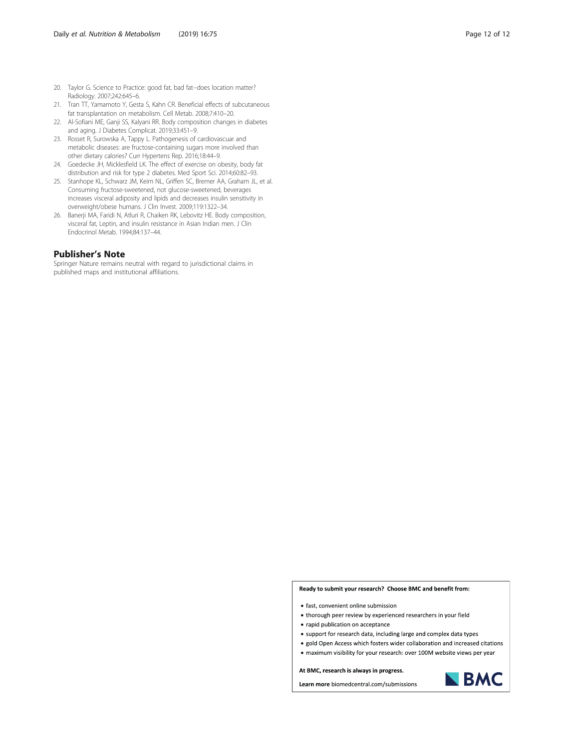20. Taylor G. Science to Practice: good fat, bad fat--does location matter? Radiology. 2007;242:645–6.
21. Tran TT, Yamamoto Y, Gesta S, Kahn CR. Beneficial effects of subcutaneous fat transplantation on metabolism. Cell Metab. 2008;7:410–20.
22. Al-Sofiani ME, Ganji SS, Kalyani RR. Body composition changes in diabetes and aging. J Diabetes Complicat. 2019;33:451–9.
23. Rosset R, Surowska A, Tappy L. Pathogenesis of cardiovascuar and metabolic diseases: are fructose-containing sugars more involved than other dietary calories? Curr Hypertens Rep. 2016;18:44–9.
24. Goedecke JH, Micklesfield LK. The effect of exercise on obesity, body fat distribution and risk for type 2 diabetes. Med Sport Sci. 2014;60:82–93.
25. Stanhope KL, Schwarz JM, Keim NL, Griffen SC, Bremer AA, Graham JL, et al. Consuming fructose-sweetened, not glucose-sweetened, beverages increases visceral adiposity and lipids and decreases insulin sensitivity in overweight/obese humans. J Clin Invest. 2009;119:1322–34.
26. Banerji MA, Faridi N, Atluri R, Chaiken RK, Lebovitz HE. Body composition, visceral fat, Leptin, and insulin resistance in Asian Indian men. J Clin Endocrinol Metab. 1994;84:137–44.

## Publisher's Note

Springer Nature remains neutral with regard to jurisdictional claims in published maps and institutional affiliations.

**Ready to submit your research? Choose BMC and benefit from:**

- fast, convenient online submission
- thorough peer review by experienced researchers in your field
- rapid publication on acceptance
- support for research data, including large and complex data types
- gold Open Access which fosters wider collaboration and increased citations
- maximum visibility for your research: over 100M website views per year

**At BMC, research is always in progress.**

**Learn more** biomedcentral.com/submissions